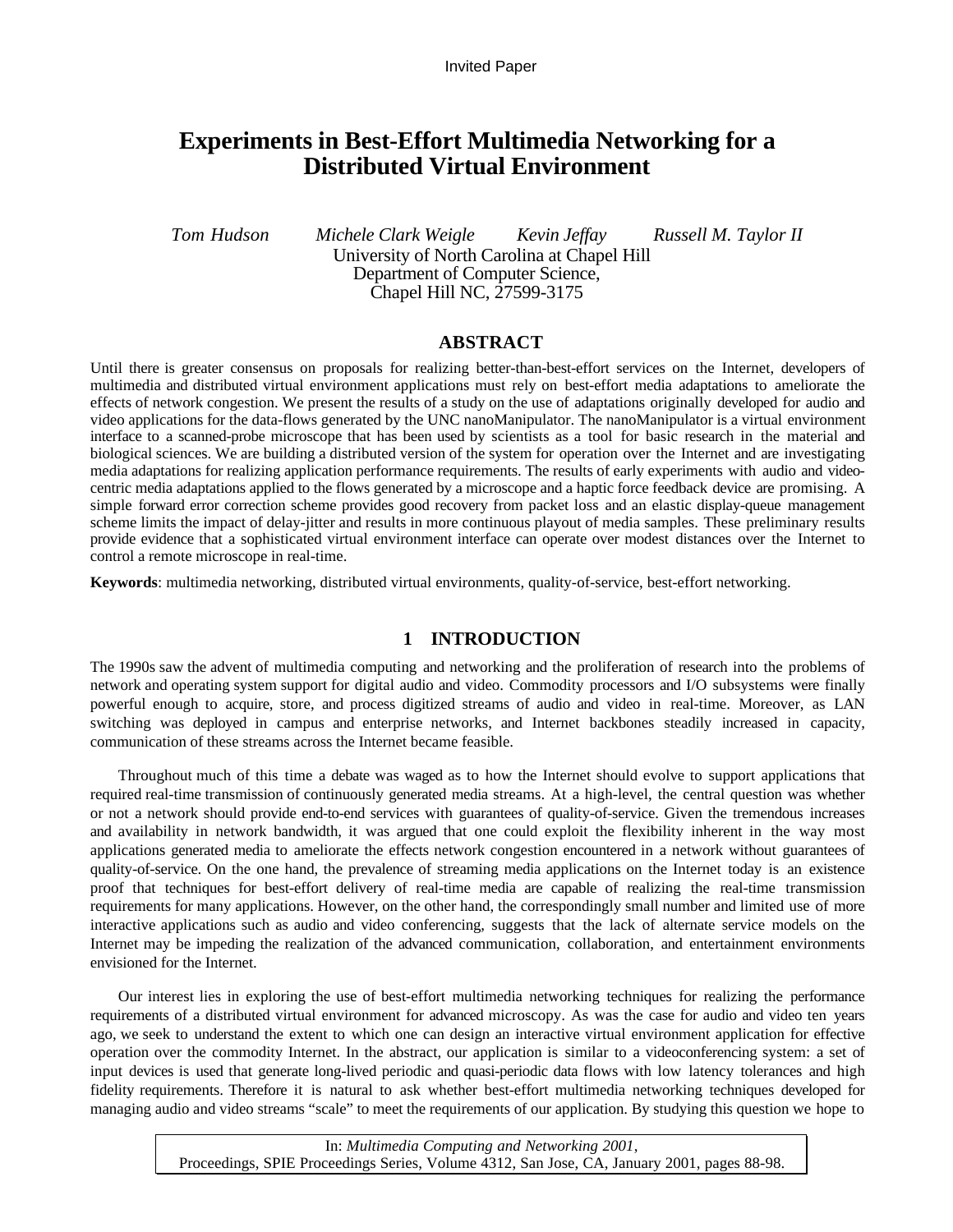Invited Paper

# Experiments in Best-Effort Multimedia Networking for a Distributed Virtual Environment

*Tom Hudson*  *Michele Clark Weigle*  *Kevin Jeffay*  *Russell M. Taylor II*

University of North Carolina at Chapel Hill
Department of Computer Science,
Chapel Hill NC, 27599-3175

## ABSTRACT

Until there is greater consensus on proposals for realizing better-than-best-effort services on the Internet, developers of multimedia and distributed virtual environment applications must rely on best-effort media adaptations to ameliorate the effects of network congestion. We present the results of a study on the use of adaptations originally developed for audio and video applications for the data-flows generated by the UNC nanoManipulator. The nanoManipulator is a virtual environment interface to a scanned-probe microscope that has been used by scientists as a tool for basic research in the material and biological sciences. We are building a distributed version of the system for operation over the Internet and are investigating media adaptations for realizing application performance requirements. The results of early experiments with audio and video-centric media adaptations applied to the flows generated by a microscope and a haptic force feedback device are promising. A simple forward error correction scheme provides good recovery from packet loss and an elastic display-queue management scheme limits the impact of delay-jitter and results in more continuous playout of media samples. These preliminary results provide evidence that a sophisticated virtual environment interface can operate over modest distances over the Internet to control a remote microscope in real-time.

**Keywords**: multimedia networking, distributed virtual environments, quality-of-service, best-effort networking.

## 1 INTRODUCTION

The 1990s saw the advent of multimedia computing and networking and the proliferation of research into the problems of network and operating system support for digital audio and video. Commodity processors and I/O subsystems were finally powerful enough to acquire, store, and process digitized streams of audio and video in real-time. Moreover, as LAN switching was deployed in campus and enterprise networks, and Internet backbones steadily increased in capacity, communication of these streams across the Internet became feasible.

Throughout much of this time a debate was waged as to how the Internet should evolve to support applications that required real-time transmission of continuously generated media streams. At a high-level, the central question was whether or not a network should provide end-to-end services with guarantees of quality-of-service. Given the tremendous increases and availability in network bandwidth, it was argued that one could exploit the flexibility inherent in the way most applications generated media to ameliorate the effects network congestion encountered in a network without guarantees of quality-of-service. On the one hand, the prevalence of streaming media applications on the Internet today is an existence proof that techniques for best-effort delivery of real-time media are capable of realizing the real-time transmission requirements for many applications. However, on the other hand, the correspondingly small number and limited use of more interactive applications such as audio and video conferencing, suggests that the lack of alternate service models on the Internet may be impeding the realization of the advanced communication, collaboration, and entertainment environments envisioned for the Internet.

Our interest lies in exploring the use of best-effort multimedia networking techniques for realizing the performance requirements of a distributed virtual environment for advanced microscopy. As was the case for audio and video ten years ago, we seek to understand the extent to which one can design an interactive virtual environment application for effective operation over the commodity Internet. In the abstract, our application is similar to a videoconferencing system: a set of input devices is used that generate long-lived periodic and quasi-periodic data flows with low latency tolerances and high fidelity requirements. Therefore it is natural to ask whether best-effort multimedia networking techniques developed for managing audio and video streams "scale" to meet the requirements of our application. By studying this question we hope to

In: *Multimedia Computing and Networking 2001*, Proceedings, SPIE Proceedings Series, Volume 4312, San Jose, CA, January 2001, pages 88-98.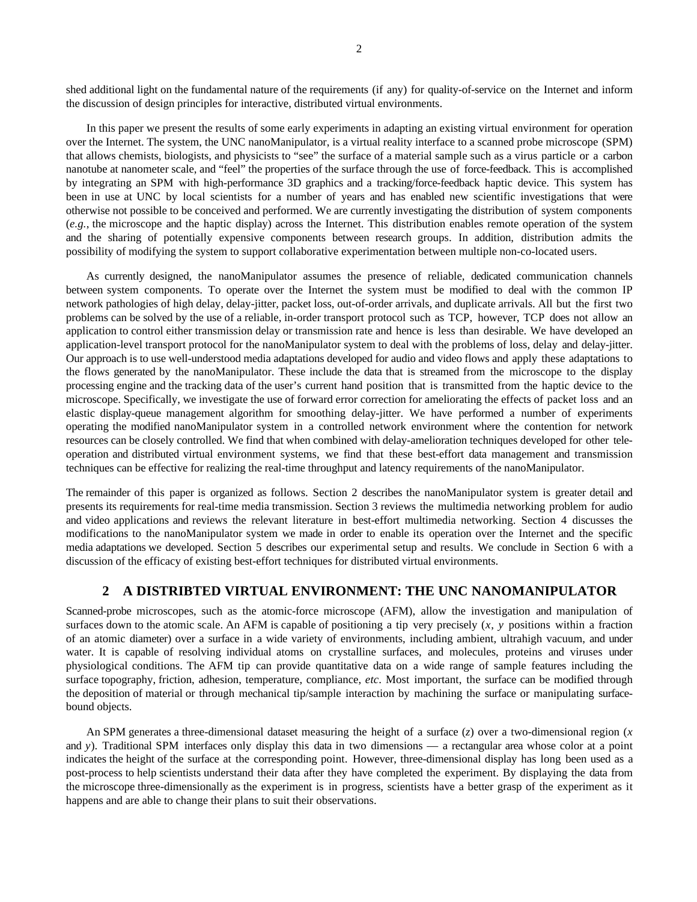shed additional light on the fundamental nature of the requirements (if any) for quality-of-service on the Internet and inform the discussion of design principles for interactive, distributed virtual environments.

In this paper we present the results of some early experiments in adapting an existing virtual environment for operation over the Internet. The system, the UNC nanoManipulator, is a virtual reality interface to a scanned probe microscope (SPM) that allows chemists, biologists, and physicists to "see" the surface of a material sample such as a virus particle or a carbon nanotube at nanometer scale, and "feel" the properties of the surface through the use of force-feedback. This is accomplished by integrating an SPM with high-performance 3D graphics and a tracking/force-feedback haptic device. This system has been in use at UNC by local scientists for a number of years and has enabled new scientific investigations that were otherwise not possible to be conceived and performed. We are currently investigating the distribution of system components (*e.g.*, the microscope and the haptic display) across the Internet. This distribution enables remote operation of the system and the sharing of potentially expensive components between research groups. In addition, distribution admits the possibility of modifying the system to support collaborative experimentation between multiple non-co-located users.

As currently designed, the nanoManipulator assumes the presence of reliable, dedicated communication channels between system components. To operate over the Internet the system must be modified to deal with the common IP network pathologies of high delay, delay-jitter, packet loss, out-of-order arrivals, and duplicate arrivals. All but the first two problems can be solved by the use of a reliable, in-order transport protocol such as TCP, however, TCP does not allow an application to control either transmission delay or transmission rate and hence is less than desirable. We have developed an application-level transport protocol for the nanoManipulator system to deal with the problems of loss, delay and delay-jitter. Our approach is to use well-understood media adaptations developed for audio and video flows and apply these adaptations to the flows generated by the nanoManipulator. These include the data that is streamed from the microscope to the display processing engine and the tracking data of the user's current hand position that is transmitted from the haptic device to the microscope. Specifically, we investigate the use of forward error correction for ameliorating the effects of packet loss and an elastic display-queue management algorithm for smoothing delay-jitter. We have performed a number of experiments operating the modified nanoManipulator system in a controlled network environment where the contention for network resources can be closely controlled. We find that when combined with delay-amelioration techniques developed for other tele-operation and distributed virtual environment systems, we find that these best-effort data management and transmission techniques can be effective for realizing the real-time throughput and latency requirements of the nanoManipulator.

The remainder of this paper is organized as follows. Section 2 describes the nanoManipulator system is greater detail and presents its requirements for real-time media transmission. Section 3 reviews the multimedia networking problem for audio and video applications and reviews the relevant literature in best-effort multimedia networking. Section 4 discusses the modifications to the nanoManipulator system we made in order to enable its operation over the Internet and the specific media adaptations we developed. Section 5 describes our experimental setup and results. We conclude in Section 6 with a discussion of the efficacy of existing best-effort techniques for distributed virtual environments.

## 2 A DISTRIBTED VIRTUAL ENVIRONMENT: THE UNC NANOMANIPULATOR

Scanned-probe microscopes, such as the atomic-force microscope (AFM), allow the investigation and manipulation of surfaces down to the atomic scale. An AFM is capable of positioning a tip very precisely ($x$, $y$ positions within a fraction of an atomic diameter) over a surface in a wide variety of environments, including ambient, ultrahigh vacuum, and under water. It is capable of resolving individual atoms on crystalline surfaces, and molecules, proteins and viruses under physiological conditions. The AFM tip can provide quantitative data on a wide range of sample features including the surface topography, friction, adhesion, temperature, compliance, *etc*. Most important, the surface can be modified through the deposition of material or through mechanical tip/sample interaction by machining the surface or manipulating surface-bound objects.

An SPM generates a three-dimensional dataset measuring the height of a surface ($z$) over a two-dimensional region ($x$ and $y$). Traditional SPM interfaces only display this data in two dimensions — a rectangular area whose color at a point indicates the height of the surface at the corresponding point. However, three-dimensional display has long been used as a post-process to help scientists understand their data after they have completed the experiment. By displaying the data from the microscope three-dimensionally as the experiment is in progress, scientists have a better grasp of the experiment as it happens and are able to change their plans to suit their observations.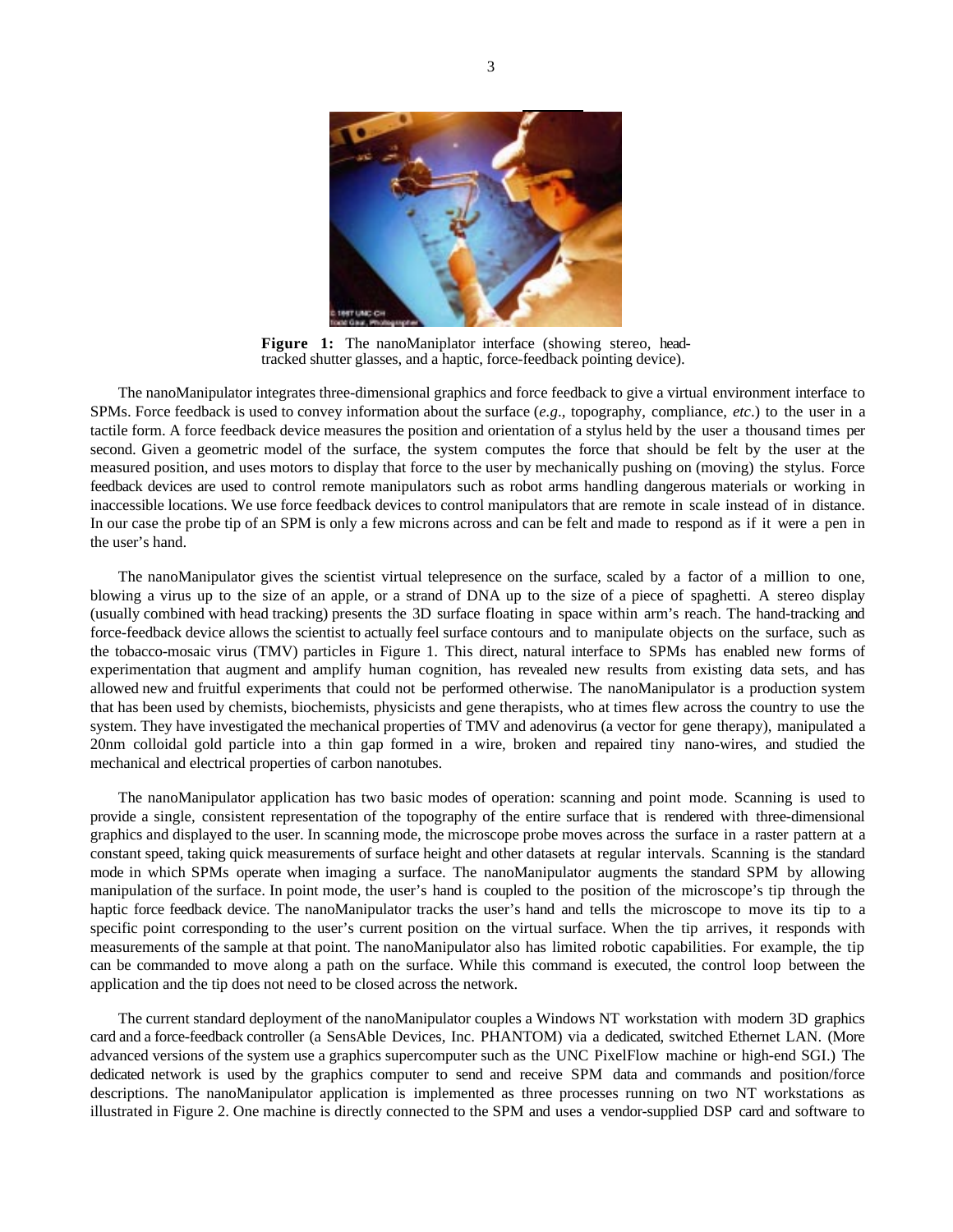**Figure 1:** The nanoManiplator interface (showing stereo, head-tracked shutter glasses, and a haptic, force-feedback pointing device).

The nanoManipulator integrates three-dimensional graphics and force feedback to give a virtual environment interface to SPMs. Force feedback is used to convey information about the surface (*e.g*., topography, compliance, *etc*.) to the user in a tactile form. A force feedback device measures the position and orientation of a stylus held by the user a thousand times per second. Given a geometric model of the surface, the system computes the force that should be felt by the user at the measured position, and uses motors to display that force to the user by mechanically pushing on (moving) the stylus. Force feedback devices are used to control remote manipulators such as robot arms handling dangerous materials or working in inaccessible locations. We use force feedback devices to control manipulators that are remote in scale instead of in distance. In our case the probe tip of an SPM is only a few microns across and can be felt and made to respond as if it were a pen in the user's hand.

The nanoManipulator gives the scientist virtual telepresence on the surface, scaled by a factor of a million to one, blowing a virus up to the size of an apple, or a strand of DNA up to the size of a piece of spaghetti. A stereo display (usually combined with head tracking) presents the 3D surface floating in space within arm's reach. The hand-tracking and force-feedback device allows the scientist to actually feel surface contours and to manipulate objects on the surface, such as the tobacco-mosaic virus (TMV) particles in Figure 1. This direct, natural interface to SPMs has enabled new forms of experimentation that augment and amplify human cognition, has revealed new results from existing data sets, and has allowed new and fruitful experiments that could not be performed otherwise. The nanoManipulator is a production system that has been used by chemists, biochemists, physicists and gene therapists, who at times flew across the country to use the system. They have investigated the mechanical properties of TMV and adenovirus (a vector for gene therapy), manipulated a 20nm colloidal gold particle into a thin gap formed in a wire, broken and repaired tiny nano-wires, and studied the mechanical and electrical properties of carbon nanotubes.

The nanoManipulator application has two basic modes of operation: scanning and point mode. Scanning is used to provide a single, consistent representation of the topography of the entire surface that is rendered with three-dimensional graphics and displayed to the user. In scanning mode, the microscope probe moves across the surface in a raster pattern at a constant speed, taking quick measurements of surface height and other datasets at regular intervals. Scanning is the standard mode in which SPMs operate when imaging a surface. The nanoManipulator augments the standard SPM by allowing manipulation of the surface. In point mode, the user's hand is coupled to the position of the microscope's tip through the haptic force feedback device. The nanoManipulator tracks the user's hand and tells the microscope to move its tip to a specific point corresponding to the user's current position on the virtual surface. When the tip arrives, it responds with measurements of the sample at that point. The nanoManipulator also has limited robotic capabilities. For example, the tip can be commanded to move along a path on the surface. While this command is executed, the control loop between the application and the tip does not need to be closed across the network.

The current standard deployment of the nanoManipulator couples a Windows NT workstation with modern 3D graphics card and a force-feedback controller (a SensAble Devices, Inc. PHANTOM) via a dedicated, switched Ethernet LAN. (More advanced versions of the system use a graphics supercomputer such as the UNC PixelFlow machine or high-end SGI.) The dedicated network is used by the graphics computer to send and receive SPM data and commands and position/force descriptions. The nanoManipulator application is implemented as three processes running on two NT workstations as illustrated in Figure 2. One machine is directly connected to the SPM and uses a vendor-supplied DSP card and software to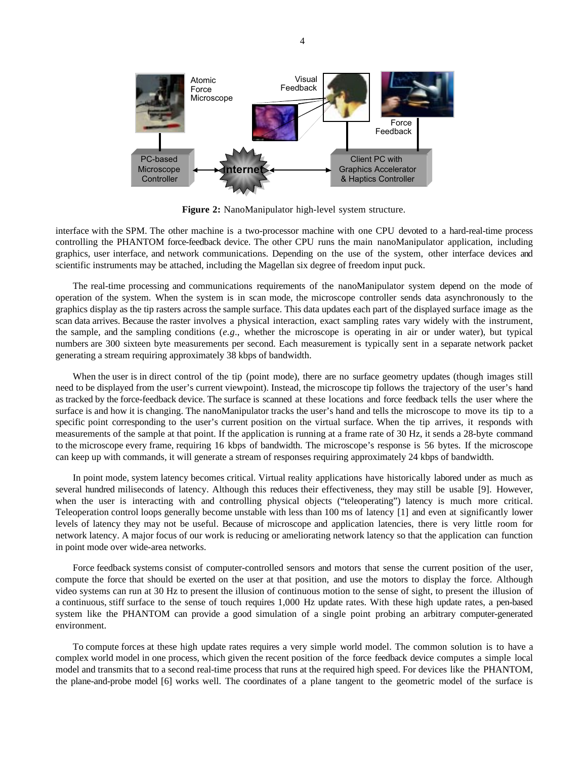Atomic Force Microscope

Visual Feedback

Force Feedback

PC-based Microscope Controller

Internet

Client PC with Graphics Accelerator & Haptics Controller

**Figure 2:** NanoManipulator high-level system structure.

interface with the SPM. The other machine is a two-processor machine with one CPU devoted to a hard-real-time process controlling the PHANTOM force-feedback device. The other CPU runs the main nanoManipulator application, including graphics, user interface, and network communications. Depending on the use of the system, other interface devices and scientific instruments may be attached, including the Magellan six degree of freedom input puck.

The real-time processing and communications requirements of the nanoManipulator system depend on the mode of operation of the system. When the system is in scan mode, the microscope controller sends data asynchronously to the graphics display as the tip rasters across the sample surface. This data updates each part of the displayed surface image as the scan data arrives. Because the raster involves a physical interaction, exact sampling rates vary widely with the instrument, the sample, and the sampling conditions (*e.g.*, whether the microscope is operating in air or under water), but typical numbers are 300 sixteen byte measurements per second. Each measurement is typically sent in a separate network packet generating a stream requiring approximately 38 kbps of bandwidth.

When the user is in direct control of the tip (point mode), there are no surface geometry updates (though images still need to be displayed from the user's current viewpoint). Instead, the microscope tip follows the trajectory of the user's hand as tracked by the force-feedback device. The surface is scanned at these locations and force feedback tells the user where the surface is and how it is changing. The nanoManipulator tracks the user's hand and tells the microscope to move its tip to a specific point corresponding to the user's current position on the virtual surface. When the tip arrives, it responds with measurements of the sample at that point. If the application is running at a frame rate of 30 Hz, it sends a 28-byte command to the microscope every frame, requiring 16 kbps of bandwidth. The microscope's response is 56 bytes. If the microscope can keep up with commands, it will generate a stream of responses requiring approximately 24 kbps of bandwidth.

In point mode, system latency becomes critical. Virtual reality applications have historically labored under as much as several hundred miliseconds of latency. Although this reduces their effectiveness, they may still be usable [9]. However, when the user is interacting with and controlling physical objects ("teleoperating") latency is much more critical. Teleoperation control loops generally become unstable with less than 100 ms of latency [1] and even at significantly lower levels of latency they may not be useful. Because of microscope and application latencies, there is very little room for network latency. A major focus of our work is reducing or ameliorating network latency so that the application can function in point mode over wide-area networks.

Force feedback systems consist of computer-controlled sensors and motors that sense the current position of the user, compute the force that should be exerted on the user at that position, and use the motors to display the force. Although video systems can run at 30 Hz to present the illusion of continuous motion to the sense of sight, to present the illusion of a continuous, stiff surface to the sense of touch requires 1,000 Hz update rates. With these high update rates, a pen-based system like the PHANTOM can provide a good simulation of a single point probing an arbitrary computer-generated environment.

To compute forces at these high update rates requires a very simple world model. The common solution is to have a complex world model in one process, which given the recent position of the force feedback device computes a simple local model and transmits that to a second real-time process that runs at the required high speed. For devices like the PHANTOM, the plane-and-probe model [6] works well. The coordinates of a plane tangent to the geometric model of the surface is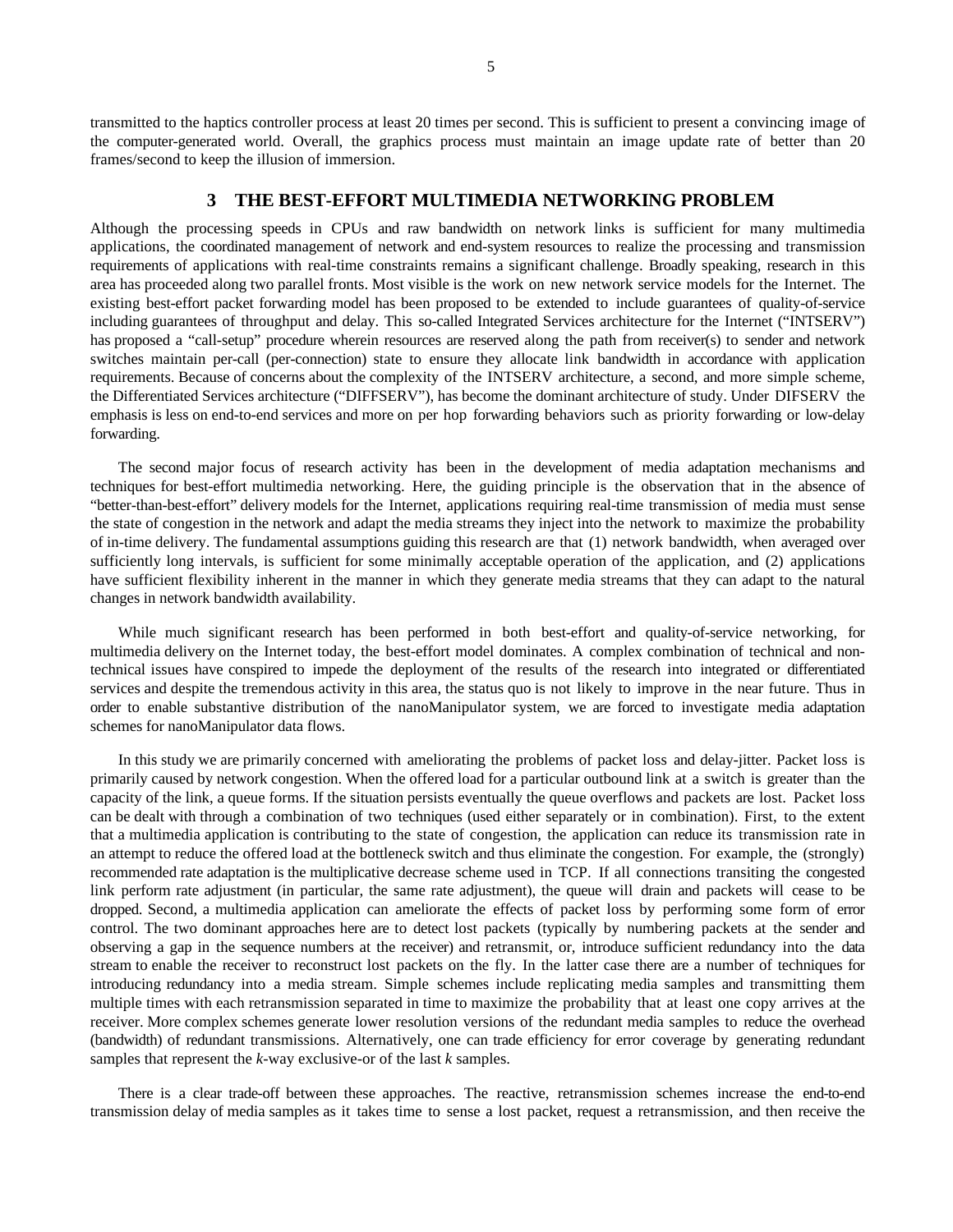transmitted to the haptics controller process at least 20 times per second. This is sufficient to present a convincing image of the computer-generated world. Overall, the graphics process must maintain an image update rate of better than 20 frames/second to keep the illusion of immersion.

## 3 THE BEST-EFFORT MULTIMEDIA NETWORKING PROBLEM

Although the processing speeds in CPUs and raw bandwidth on network links is sufficient for many multimedia applications, the coordinated management of network and end-system resources to realize the processing and transmission requirements of applications with real-time constraints remains a significant challenge. Broadly speaking, research in this area has proceeded along two parallel fronts. Most visible is the work on new network service models for the Internet. The existing best-effort packet forwarding model has been proposed to be extended to include guarantees of quality-of-service including guarantees of throughput and delay. This so-called Integrated Services architecture for the Internet ("INTSERV") has proposed a "call-setup" procedure wherein resources are reserved along the path from receiver(s) to sender and network switches maintain per-call (per-connection) state to ensure they allocate link bandwidth in accordance with application requirements. Because of concerns about the complexity of the INTSERV architecture, a second, and more simple scheme, the Differentiated Services architecture ("DIFFSERV"), has become the dominant architecture of study. Under DIFSERV the emphasis is less on end-to-end services and more on per hop forwarding behaviors such as priority forwarding or low-delay forwarding.

The second major focus of research activity has been in the development of media adaptation mechanisms and techniques for best-effort multimedia networking. Here, the guiding principle is the observation that in the absence of "better-than-best-effort" delivery models for the Internet, applications requiring real-time transmission of media must sense the state of congestion in the network and adapt the media streams they inject into the network to maximize the probability of in-time delivery. The fundamental assumptions guiding this research are that (1) network bandwidth, when averaged over sufficiently long intervals, is sufficient for some minimally acceptable operation of the application, and (2) applications have sufficient flexibility inherent in the manner in which they generate media streams that they can adapt to the natural changes in network bandwidth availability.

While much significant research has been performed in both best-effort and quality-of-service networking, for multimedia delivery on the Internet today, the best-effort model dominates. A complex combination of technical and non-technical issues have conspired to impede the deployment of the results of the research into integrated or differentiated services and despite the tremendous activity in this area, the status quo is not likely to improve in the near future. Thus in order to enable substantive distribution of the nanoManipulator system, we are forced to investigate media adaptation schemes for nanoManipulator data flows.

In this study we are primarily concerned with ameliorating the problems of packet loss and delay-jitter. Packet loss is primarily caused by network congestion. When the offered load for a particular outbound link at a switch is greater than the capacity of the link, a queue forms. If the situation persists eventually the queue overflows and packets are lost. Packet loss can be dealt with through a combination of two techniques (used either separately or in combination). First, to the extent that a multimedia application is contributing to the state of congestion, the application can reduce its transmission rate in an attempt to reduce the offered load at the bottleneck switch and thus eliminate the congestion. For example, the (strongly) recommended rate adaptation is the multiplicative decrease scheme used in TCP. If all connections transiting the congested link perform rate adjustment (in particular, the same rate adjustment), the queue will drain and packets will cease to be dropped. Second, a multimedia application can ameliorate the effects of packet loss by performing some form of error control. The two dominant approaches here are to detect lost packets (typically by numbering packets at the sender and observing a gap in the sequence numbers at the receiver) and retransmit, or, introduce sufficient redundancy into the data stream to enable the receiver to reconstruct lost packets on the fly. In the latter case there are a number of techniques for introducing redundancy into a media stream. Simple schemes include replicating media samples and transmitting them multiple times with each retransmission separated in time to maximize the probability that at least one copy arrives at the receiver. More complex schemes generate lower resolution versions of the redundant media samples to reduce the overhead (bandwidth) of redundant transmissions. Alternatively, one can trade efficiency for error coverage by generating redundant samples that represent the $k$-way exclusive-or of the last $k$ samples.

There is a clear trade-off between these approaches. The reactive, retransmission schemes increase the end-to-end transmission delay of media samples as it takes time to sense a lost packet, request a retransmission, and then receive the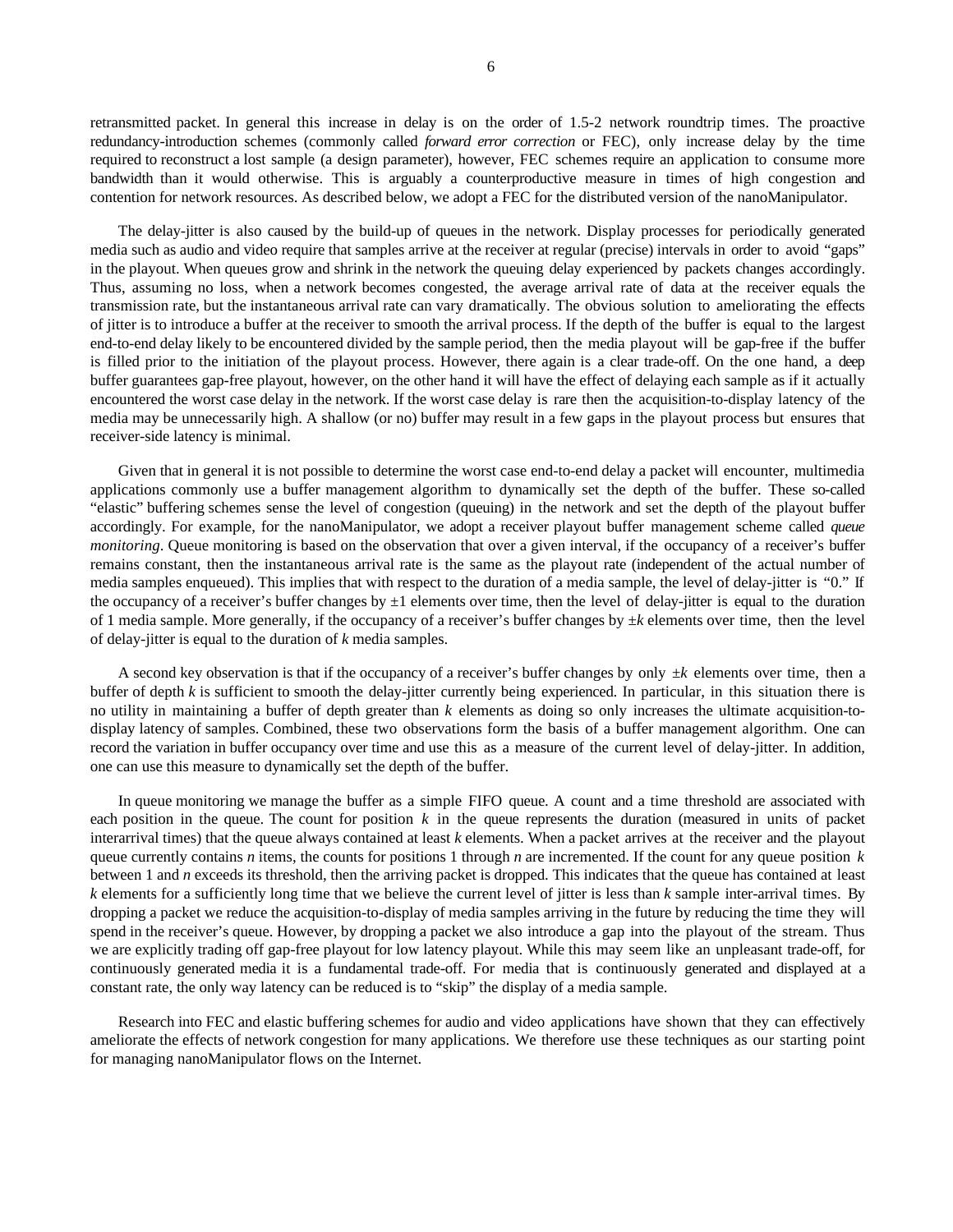retransmitted packet. In general this increase in delay is on the order of 1.5-2 network roundtrip times. The proactive redundancy-introduction schemes (commonly called *forward error correction* or FEC), only increase delay by the time required to reconstruct a lost sample (a design parameter), however, FEC schemes require an application to consume more bandwidth than it would otherwise. This is arguably a counterproductive measure in times of high congestion and contention for network resources. As described below, we adopt a FEC for the distributed version of the nanoManipulator.

The delay-jitter is also caused by the build-up of queues in the network. Display processes for periodically generated media such as audio and video require that samples arrive at the receiver at regular (precise) intervals in order to avoid "gaps" in the playout. When queues grow and shrink in the network the queuing delay experienced by packets changes accordingly. Thus, assuming no loss, when a network becomes congested, the average arrival rate of data at the receiver equals the transmission rate, but the instantaneous arrival rate can vary dramatically. The obvious solution to ameliorating the effects of jitter is to introduce a buffer at the receiver to smooth the arrival process. If the depth of the buffer is equal to the largest end-to-end delay likely to be encountered divided by the sample period, then the media playout will be gap-free if the buffer is filled prior to the initiation of the playout process. However, there again is a clear trade-off. On the one hand, a deep buffer guarantees gap-free playout, however, on the other hand it will have the effect of delaying each sample as if it actually encountered the worst case delay in the network. If the worst case delay is rare then the acquisition-to-display latency of the media may be unnecessarily high. A shallow (or no) buffer may result in a few gaps in the playout process but ensures that receiver-side latency is minimal.

Given that in general it is not possible to determine the worst case end-to-end delay a packet will encounter, multimedia applications commonly use a buffer management algorithm to dynamically set the depth of the buffer. These so-called "elastic" buffering schemes sense the level of congestion (queuing) in the network and set the depth of the playout buffer accordingly. For example, for the nanoManipulator, we adopt a receiver playout buffer management scheme called *queue monitoring*. Queue monitoring is based on the observation that over a given interval, if the occupancy of a receiver's buffer remains constant, then the instantaneous arrival rate is the same as the playout rate (independent of the actual number of media samples enqueued). This implies that with respect to the duration of a media sample, the level of delay-jitter is "0." If the occupancy of a receiver's buffer changes by $\pm 1$ elements over time, then the level of delay-jitter is equal to the duration of 1 media sample. More generally, if the occupancy of a receiver's buffer changes by $\pm k$ elements over time, then the level of delay-jitter is equal to the duration of $k$ media samples.

A second key observation is that if the occupancy of a receiver's buffer changes by only $\pm k$ elements over time, then a buffer of depth $k$ is sufficient to smooth the delay-jitter currently being experienced. In particular, in this situation there is no utility in maintaining a buffer of depth greater than $k$ elements as doing so only increases the ultimate acquisition-to-display latency of samples. Combined, these two observations form the basis of a buffer management algorithm. One can record the variation in buffer occupancy over time and use this as a measure of the current level of delay-jitter. In addition, one can use this measure to dynamically set the depth of the buffer.

In queue monitoring we manage the buffer as a simple FIFO queue. A count and a time threshold are associated with each position in the queue. The count for position $k$ in the queue represents the duration (measured in units of packet interarrival times) that the queue always contained at least $k$ elements. When a packet arrives at the receiver and the playout queue currently contains $n$ items, the counts for positions 1 through $n$ are incremented. If the count for any queue position $k$ between 1 and $n$ exceeds its threshold, then the arriving packet is dropped. This indicates that the queue has contained at least $k$ elements for a sufficiently long time that we believe the current level of jitter is less than $k$ sample inter-arrival times. By dropping a packet we reduce the acquisition-to-display of media samples arriving in the future by reducing the time they will spend in the receiver's queue. However, by dropping a packet we also introduce a gap into the playout of the stream. Thus we are explicitly trading off gap-free playout for low latency playout. While this may seem like an unpleasant trade-off, for continuously generated media it is a fundamental trade-off. For media that is continuously generated and displayed at a constant rate, the only way latency can be reduced is to "skip" the display of a media sample.

Research into FEC and elastic buffering schemes for audio and video applications have shown that they can effectively ameliorate the effects of network congestion for many applications. We therefore use these techniques as our starting point for managing nanoManipulator flows on the Internet.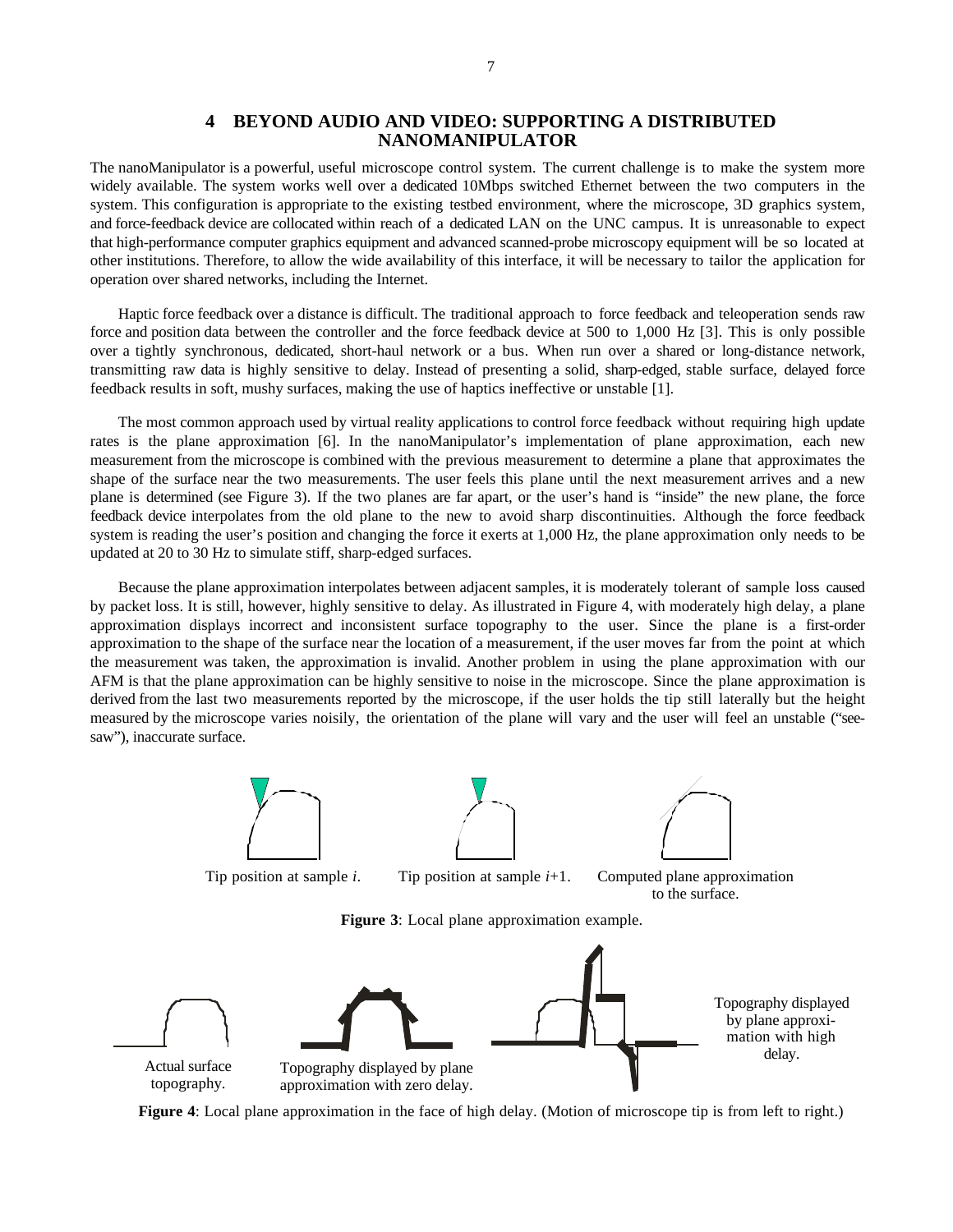## 4 BEYOND AUDIO AND VIDEO: SUPPORTING A DISTRIBUTED NANOMANIPULATOR

The nanoManipulator is a powerful, useful microscope control system. The current challenge is to make the system more widely available. The system works well over a dedicated 10Mbps switched Ethernet between the two computers in the system. This configuration is appropriate to the existing testbed environment, where the microscope, 3D graphics system, and force-feedback device are collocated within reach of a dedicated LAN on the UNC campus. It is unreasonable to expect that high-performance computer graphics equipment and advanced scanned-probe microscopy equipment will be so located at other institutions. Therefore, to allow the wide availability of this interface, it will be necessary to tailor the application for operation over shared networks, including the Internet.

Haptic force feedback over a distance is difficult. The traditional approach to force feedback and teleoperation sends raw force and position data between the controller and the force feedback device at 500 to 1,000 Hz [3]. This is only possible over a tightly synchronous, dedicated, short-haul network or a bus. When run over a shared or long-distance network, transmitting raw data is highly sensitive to delay. Instead of presenting a solid, sharp-edged, stable surface, delayed force feedback results in soft, mushy surfaces, making the use of haptics ineffective or unstable [1].

The most common approach used by virtual reality applications to control force feedback without requiring high update rates is the plane approximation [6]. In the nanoManipulator's implementation of plane approximation, each new measurement from the microscope is combined with the previous measurement to determine a plane that approximates the shape of the surface near the two measurements. The user feels this plane until the next measurement arrives and a new plane is determined (see Figure 3). If the two planes are far apart, or the user's hand is "inside" the new plane, the force feedback device interpolates from the old plane to the new to avoid sharp discontinuities. Although the force feedback system is reading the user's position and changing the force it exerts at 1,000 Hz, the plane approximation only needs to be updated at 20 to 30 Hz to simulate stiff, sharp-edged surfaces.

Because the plane approximation interpolates between adjacent samples, it is moderately tolerant of sample loss caused by packet loss. It is still, however, highly sensitive to delay. As illustrated in Figure 4, with moderately high delay, a plane approximation displays incorrect and inconsistent surface topography to the user. Since the plane is a first-order approximation to the shape of the surface near the location of a measurement, if the user moves far from the point at which the measurement was taken, the approximation is invalid. Another problem in using the plane approximation with our AFM is that the plane approximation can be highly sensitive to noise in the microscope. Since the plane approximation is derived from the last two measurements reported by the microscope, if the user holds the tip still laterally but the height measured by the microscope varies noisily, the orientation of the plane will vary and the user will feel an unstable ("see-saw"), inaccurate surface.

Tip position at sample *i*. Tip position at sample *i*+1. Computed plane approximation to the surface.

**Figure 3**: Local plane approximation example.

Actual surface topography. Topography displayed by plane approximation with zero delay. Topography displayed by plane approximation with high delay.

**Figure 4**: Local plane approximation in the face of high delay. (Motion of microscope tip is from left to right.)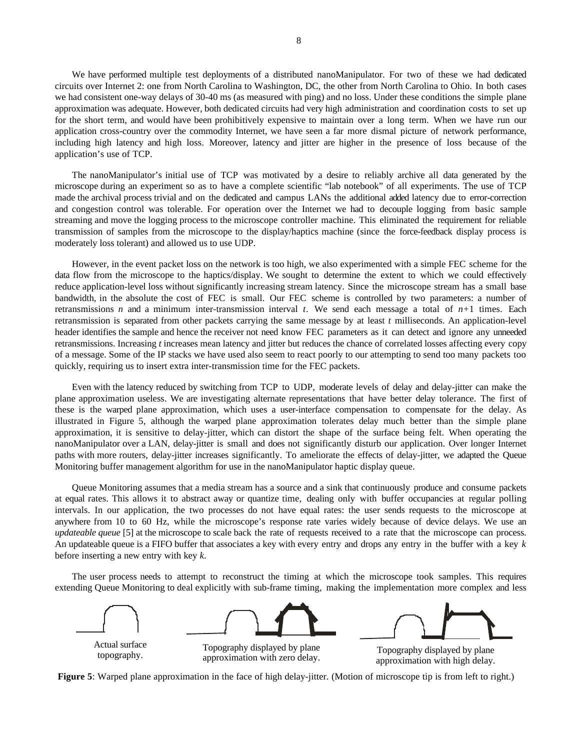We have performed multiple test deployments of a distributed nanoManipulator. For two of these we had dedicated circuits over Internet 2: one from North Carolina to Washington, DC, the other from North Carolina to Ohio. In both cases we had consistent one-way delays of 30-40 ms (as measured with ping) and no loss. Under these conditions the simple plane approximation was adequate. However, both dedicated circuits had very high administration and coordination costs to set up for the short term, and would have been prohibitively expensive to maintain over a long term. When we have run our application cross-country over the commodity Internet, we have seen a far more dismal picture of network performance, including high latency and high loss. Moreover, latency and jitter are higher in the presence of loss because of the application's use of TCP.

The nanoManipulator's initial use of TCP was motivated by a desire to reliably archive all data generated by the microscope during an experiment so as to have a complete scientific "lab notebook" of all experiments. The use of TCP made the archival process trivial and on the dedicated and campus LANs the additional added latency due to error-correction and congestion control was tolerable. For operation over the Internet we had to decouple logging from basic sample streaming and move the logging process to the microscope controller machine. This eliminated the requirement for reliable transmission of samples from the microscope to the display/haptics machine (since the force-feedback display process is moderately loss tolerant) and allowed us to use UDP.

However, in the event packet loss on the network is too high, we also experimented with a simple FEC scheme for the data flow from the microscope to the haptics/display. We sought to determine the extent to which we could effectively reduce application-level loss without significantly increasing stream latency. Since the microscope stream has a small base bandwidth, in the absolute the cost of FEC is small. Our FEC scheme is controlled by two parameters: a number of retransmissions $n$ and a minimum inter-transmission interval $t$. We send each message a total of $n+1$ times. Each retransmission is separated from other packets carrying the same message by at least $t$ milliseconds. An application-level header identifies the sample and hence the receiver not need know FEC parameters as it can detect and ignore any unneeded retransmissions. Increasing $t$ increases mean latency and jitter but reduces the chance of correlated losses affecting every copy of a message. Some of the IP stacks we have used also seem to react poorly to our attempting to send too many packets too quickly, requiring us to insert extra inter-transmission time for the FEC packets.

Even with the latency reduced by switching from TCP to UDP, moderate levels of delay and delay-jitter can make the plane approximation useless. We are investigating alternate representations that have better delay tolerance. The first of these is the warped plane approximation, which uses a user-interface compensation to compensate for the delay. As illustrated in Figure 5, although the warped plane approximation tolerates delay much better than the simple plane approximation, it is sensitive to delay-jitter, which can distort the shape of the surface being felt. When operating the nanoManipulator over a LAN, delay-jitter is small and does not significantly disturb our application. Over longer Internet paths with more routers, delay-jitter increases significantly. To ameliorate the effects of delay-jitter, we adapted the Queue Monitoring buffer management algorithm for use in the nanoManipulator haptic display queue.

Queue Monitoring assumes that a media stream has a source and a sink that continuously produce and consume packets at equal rates. This allows it to abstract away or quantize time, dealing only with buffer occupancies at regular polling intervals. In our application, the two processes do not have equal rates: the user sends requests to the microscope at anywhere from 10 to 60 Hz, while the microscope's response rate varies widely because of device delays. We use an *updateable queue* [5] at the microscope to scale back the rate of requests received to a rate that the microscope can process. An updateable queue is a FIFO buffer that associates a key with every entry and drops any entry in the buffer with a key $k$ before inserting a new entry with key $k$.

The user process needs to attempt to reconstruct the timing at which the microscope took samples. This requires extending Queue Monitoring to deal explicitly with sub-frame timing, making the implementation more complex and less

Actual surface topography.

Topography displayed by plane approximation with zero delay.

Topography displayed by plane approximation with high delay.

**Figure 5**: Warped plane approximation in the face of high delay-jitter. (Motion of microscope tip is from left to right.)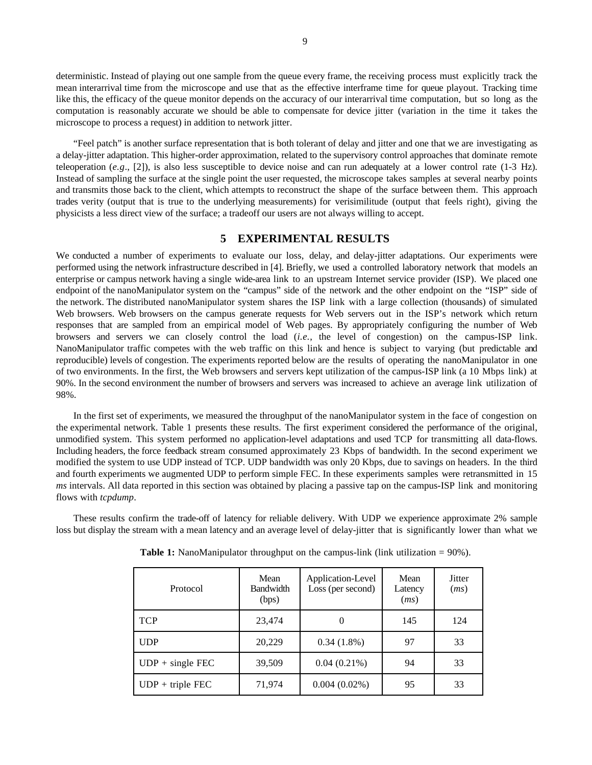deterministic. Instead of playing out one sample from the queue every frame, the receiving process must explicitly track the mean interarrival time from the microscope and use that as the effective interframe time for queue playout. Tracking time like this, the efficacy of the queue monitor depends on the accuracy of our interarrival time computation, but so long as the computation is reasonably accurate we should be able to compensate for device jitter (variation in the time it takes the microscope to process a request) in addition to network jitter.

"Feel patch" is another surface representation that is both tolerant of delay and jitter and one that we are investigating as a delay-jitter adaptation. This higher-order approximation, related to the supervisory control approaches that dominate remote teleoperation (*e.g*., [2]), is also less susceptible to device noise and can run adequately at a lower control rate (1-3 Hz). Instead of sampling the surface at the single point the user requested, the microscope takes samples at several nearby points and transmits those back to the client, which attempts to reconstruct the shape of the surface between them. This approach trades verity (output that is true to the underlying measurements) for verisimilitude (output that feels right), giving the physicists a less direct view of the surface; a tradeoff our users are not always willing to accept.

## 5 EXPERIMENTAL RESULTS

We conducted a number of experiments to evaluate our loss, delay, and delay-jitter adaptations. Our experiments were performed using the network infrastructure described in [4]. Briefly, we used a controlled laboratory network that models an enterprise or campus network having a single wide-area link to an upstream Internet service provider (ISP). We placed one endpoint of the nanoManipulator system on the "campus" side of the network and the other endpoint on the "ISP" side of the network. The distributed nanoManipulator system shares the ISP link with a large collection (thousands) of simulated Web browsers. Web browsers on the campus generate requests for Web servers out in the ISP's network which return responses that are sampled from an empirical model of Web pages. By appropriately configuring the number of Web browsers and servers we can closely control the load (*i.e.*, the level of congestion) on the campus-ISP link. NanoManipulator traffic competes with the web traffic on this link and hence is subject to varying (but predictable and reproducible) levels of congestion. The experiments reported below are the results of operating the nanoManipulator in one of two environments. In the first, the Web browsers and servers kept utilization of the campus-ISP link (a 10 Mbps link) at 90%. In the second environment the number of browsers and servers was increased to achieve an average link utilization of 98%.

In the first set of experiments, we measured the throughput of the nanoManipulator system in the face of congestion on the experimental network. Table 1 presents these results. The first experiment considered the performance of the original, unmodified system. This system performed no application-level adaptations and used TCP for transmitting all data-flows. Including headers, the force feedback stream consumed approximately 23 Kbps of bandwidth. In the second experiment we modified the system to use UDP instead of TCP. UDP bandwidth was only 20 Kbps, due to savings on headers. In the third and fourth experiments we augmented UDP to perform simple FEC. In these experiments samples were retransmitted in 15 *ms* intervals. All data reported in this section was obtained by placing a passive tap on the campus-ISP link and monitoring flows with *tcpdump*.

These results confirm the trade-off of latency for reliable delivery. With UDP we experience approximate 2% sample loss but display the stream with a mean latency and an average level of delay-jitter that is significantly lower than what we

**Table 1:** NanoManipulator throughput on the campus-link (link utilization = 90%).

| Protocol | Mean Bandwidth (bps) | Application-Level Loss (per second) | Mean Latency (*ms*) | Jitter (*ms*) |
|---|---|---|---|---|
| TCP | 23,474 | 0 | 145 | 124 |
| UDP | 20,229 | 0.34 (1.8%) | 97 | 33 |
| UDP + single FEC | 39,509 | 0.04 (0.21%) | 94 | 33 |
| UDP + triple FEC | 71,974 | 0.004 (0.02%) | 95 | 33 |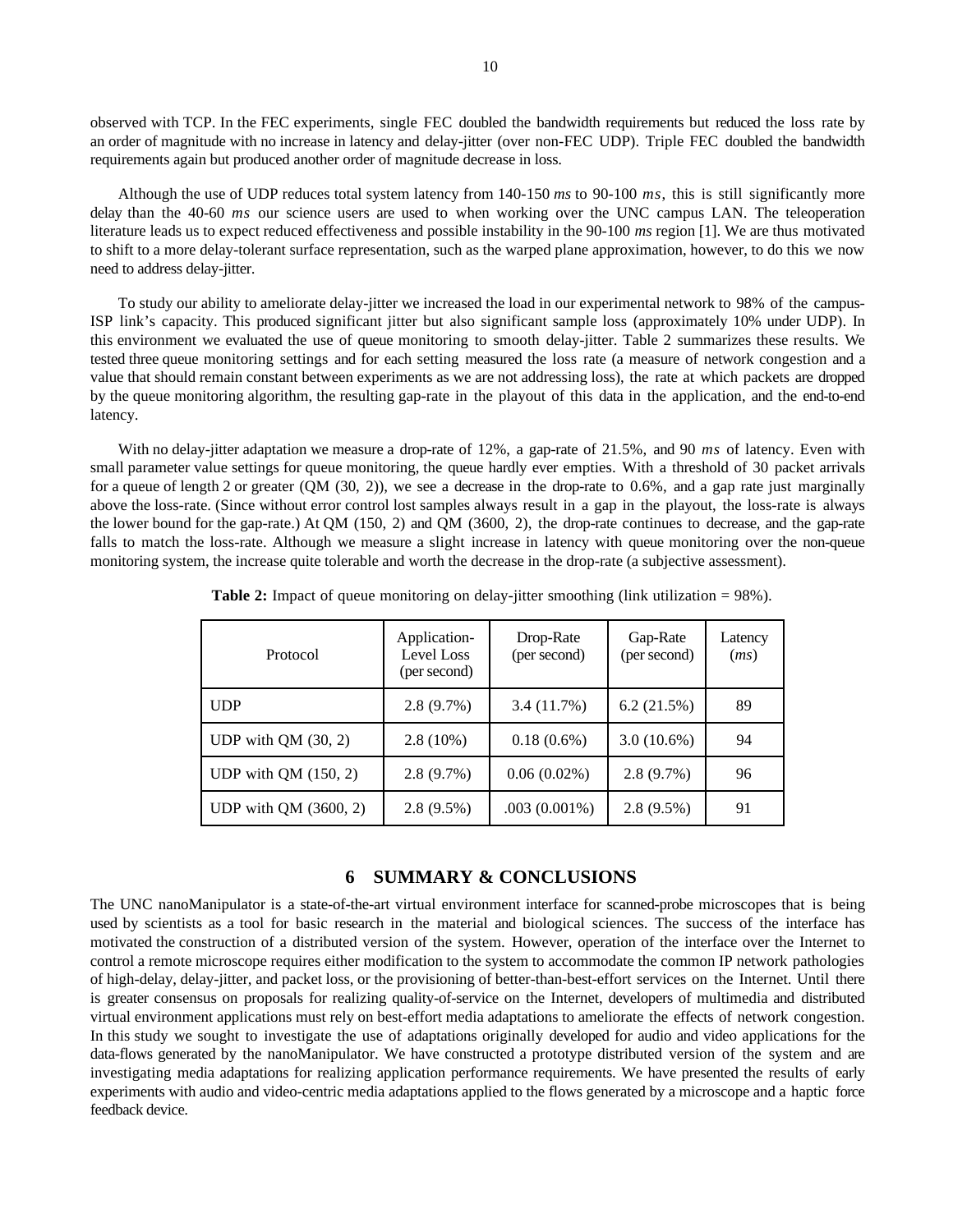observed with TCP. In the FEC experiments, single FEC doubled the bandwidth requirements but reduced the loss rate by an order of magnitude with no increase in latency and delay-jitter (over non-FEC UDP). Triple FEC doubled the bandwidth requirements again but produced another order of magnitude decrease in loss.

Although the use of UDP reduces total system latency from 140-150 *ms* to 90-100 *ms*, this is still significantly more delay than the 40-60 *ms* our science users are used to when working over the UNC campus LAN. The teleoperation literature leads us to expect reduced effectiveness and possible instability in the 90-100 *ms* region [1]. We are thus motivated to shift to a more delay-tolerant surface representation, such as the warped plane approximation, however, to do this we now need to address delay-jitter.

To study our ability to ameliorate delay-jitter we increased the load in our experimental network to 98% of the campus-ISP link's capacity. This produced significant jitter but also significant sample loss (approximately 10% under UDP). In this environment we evaluated the use of queue monitoring to smooth delay-jitter. Table 2 summarizes these results. We tested three queue monitoring settings and for each setting measured the loss rate (a measure of network congestion and a value that should remain constant between experiments as we are not addressing loss), the rate at which packets are dropped by the queue monitoring algorithm, the resulting gap-rate in the playout of this data in the application, and the end-to-end latency.

With no delay-jitter adaptation we measure a drop-rate of 12%, a gap-rate of 21.5%, and 90 *ms* of latency. Even with small parameter value settings for queue monitoring, the queue hardly ever empties. With a threshold of 30 packet arrivals for a queue of length 2 or greater (QM (30, 2)), we see a decrease in the drop-rate to 0.6%, and a gap rate just marginally above the loss-rate. (Since without error control lost samples always result in a gap in the playout, the loss-rate is always the lower bound for the gap-rate.) At QM (150, 2) and QM (3600, 2), the drop-rate continues to decrease, and the gap-rate falls to match the loss-rate. Although we measure a slight increase in latency with queue monitoring over the non-queue monitoring system, the increase quite tolerable and worth the decrease in the drop-rate (a subjective assessment).

**Table 2:** Impact of queue monitoring on delay-jitter smoothing (link utilization = 98%).

| Protocol | Application-Level Loss (per second) | Drop-Rate (per second) | Gap-Rate (per second) | Latency (*ms*) |
|---|---|---|---|---|
| UDP | 2.8 (9.7%) | 3.4 (11.7%) | 6.2 (21.5%) | 89 |
| UDP with QM (30, 2) | 2.8 (10%) | 0.18 (0.6%) | 3.0 (10.6%) | 94 |
| UDP with QM (150, 2) | 2.8 (9.7%) | 0.06 (0.02%) | 2.8 (9.7%) | 96 |
| UDP with QM (3600, 2) | 2.8 (9.5%) | .003 (0.001%) | 2.8 (9.5%) | 91 |

## 6 SUMMARY & CONCLUSIONS

The UNC nanoManipulator is a state-of-the-art virtual environment interface for scanned-probe microscopes that is being used by scientists as a tool for basic research in the material and biological sciences. The success of the interface has motivated the construction of a distributed version of the system. However, operation of the interface over the Internet to control a remote microscope requires either modification to the system to accommodate the common IP network pathologies of high-delay, delay-jitter, and packet loss, or the provisioning of better-than-best-effort services on the Internet. Until there is greater consensus on proposals for realizing quality-of-service on the Internet, developers of multimedia and distributed virtual environment applications must rely on best-effort media adaptations to ameliorate the effects of network congestion. In this study we sought to investigate the use of adaptations originally developed for audio and video applications for the data-flows generated by the nanoManipulator. We have constructed a prototype distributed version of the system and are investigating media adaptations for realizing application performance requirements. We have presented the results of early experiments with audio and video-centric media adaptations applied to the flows generated by a microscope and a haptic force feedback device.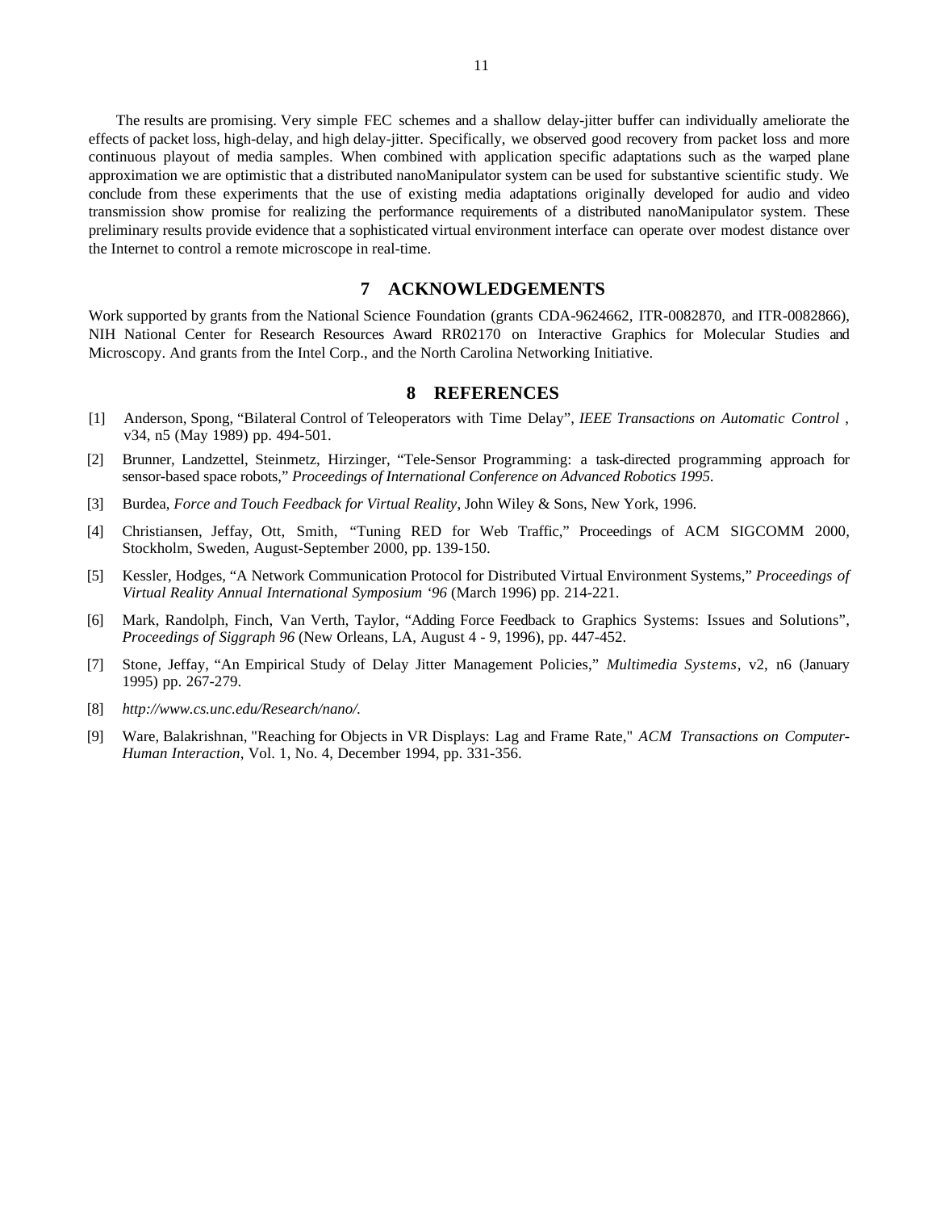The results are promising. Very simple FEC schemes and a shallow delay-jitter buffer can individually ameliorate the effects of packet loss, high-delay, and high delay-jitter. Specifically, we observed good recovery from packet loss and more continuous playout of media samples. When combined with application specific adaptations such as the warped plane approximation we are optimistic that a distributed nanoManipulator system can be used for substantive scientific study. We conclude from these experiments that the use of existing media adaptations originally developed for audio and video transmission show promise for realizing the performance requirements of a distributed nanoManipulator system. These preliminary results provide evidence that a sophisticated virtual environment interface can operate over modest distance over the Internet to control a remote microscope in real-time.

## 7 ACKNOWLEDGEMENTS

Work supported by grants from the National Science Foundation (grants CDA-9624662, ITR-0082870, and ITR-0082866), NIH National Center for Research Resources Award RR02170 on Interactive Graphics for Molecular Studies and Microscopy. And grants from the Intel Corp., and the North Carolina Networking Initiative.

## 8 REFERENCES

[1] Anderson, Spong, "Bilateral Control of Teleoperators with Time Delay", *IEEE Transactions on Automatic Control* , v34, n5 (May 1989) pp. 494-501.

[2] Brunner, Landzettel, Steinmetz, Hirzinger, "Tele-Sensor Programming: a task-directed programming approach for sensor-based space robots," *Proceedings of International Conference on Advanced Robotics 1995*.

[3] Burdea, *Force and Touch Feedback for Virtual Reality*, John Wiley & Sons, New York, 1996.

[4] Christiansen, Jeffay, Ott, Smith, "Tuning RED for Web Traffic," Proceedings of ACM SIGCOMM 2000, Stockholm, Sweden, August-September 2000, pp. 139-150.

[5] Kessler, Hodges, "A Network Communication Protocol for Distributed Virtual Environment Systems," *Proceedings of Virtual Reality Annual International Symposium '96* (March 1996) pp. 214-221.

[6] Mark, Randolph, Finch, Van Verth, Taylor, "Adding Force Feedback to Graphics Systems: Issues and Solutions", *Proceedings of Siggraph 96* (New Orleans, LA, August 4 - 9, 1996), pp. 447-452.

[7] Stone, Jeffay, "An Empirical Study of Delay Jitter Management Policies," *Multimedia Systems*, v2, n6 (January 1995) pp. 267-279.

[8] *http://www.cs.unc.edu/Research/nano/*.

[9] Ware, Balakrishnan, "Reaching for Objects in VR Displays: Lag and Frame Rate," *ACM Transactions on Computer-Human Interaction*, Vol. 1, No. 4, December 1994, pp. 331-356.